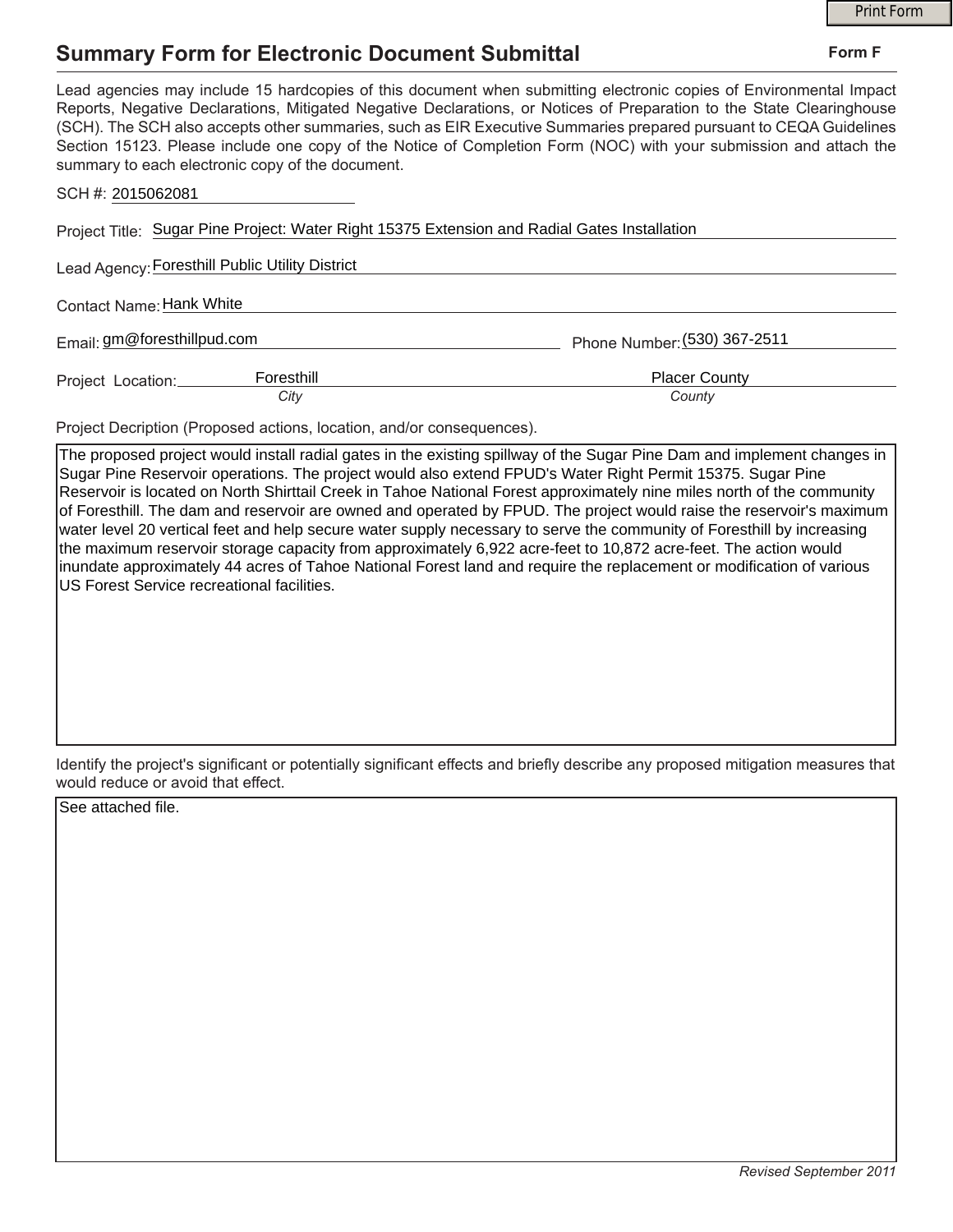# Summary Form for Electronic Document Submittal

**Form F**

Lead agencies may include 15 hardcopies of this document when submitting electronic copies of Environmental Impact Reports, Negative Declarations, Mitigated Negative Declarations, or Notices of Preparation to the State Clearinghouse (SCH). The SCH also accepts other summaries, such as EIR Executive Summaries prepared pursuant to CEQA Guidelines Section 15123. Please include one copy of the Notice of Completion Form (NOC) with your submission and attach the summary to each electronic copy of the document.

SCH #: 2015062081

Project Title: Sugar Pine Project: Water Right 15375 Extension and Radial Gates Installation

Lead Agency: Foresthill Public Utility District

Contact Name: Hank White

Email: gm@foresthillpud.com

Phone Number: (530) 367-2511

Project Location: Foresthill (*City*), Placer County (*County*)

Project Decription (Proposed actions, location, and/or consequences).

The proposed project would install radial gates in the existing spillway of the Sugar Pine Dam and implement changes in Sugar Pine Reservoir operations. The project would also extend FPUD's Water Right Permit 15375. Sugar Pine Reservoir is located on North Shirttail Creek in Tahoe National Forest approximately nine miles north of the community of Foresthill. The dam and reservoir are owned and operated by FPUD. The project would raise the reservoir's maximum water level 20 vertical feet and help secure water supply necessary to serve the community of Foresthill by increasing the maximum reservoir storage capacity from approximately 6,922 acre-feet to 10,872 acre-feet. The action would inundate approximately 44 acres of Tahoe National Forest land and require the replacement or modification of various US Forest Service recreational facilities.

Identify the project's significant or potentially significant effects and briefly describe any proposed mitigation measures that would reduce or avoid that effect.

See attached file.

*Revised September 2011*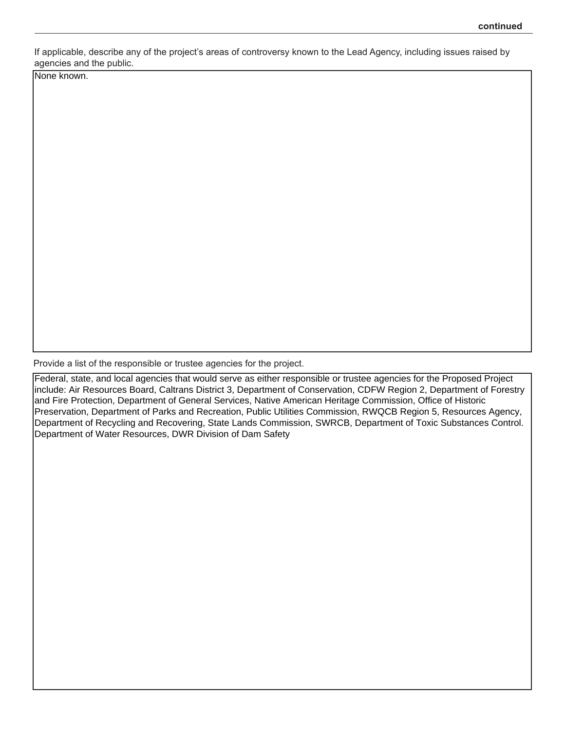If applicable, describe any of the project's areas of controversy known to the Lead Agency, including issues raised by agencies and the public.

None known.

Provide a list of the responsible or trustee agencies for the project.

Federal, state, and local agencies that would serve as either responsible or trustee agencies for the Proposed Project include: Air Resources Board, Caltrans District 3, Department of Conservation, CDFW Region 2, Department of Forestry and Fire Protection, Department of General Services, Native American Heritage Commission, Office of Historic Preservation, Department of Parks and Recreation, Public Utilities Commission, RWQCB Region 5, Resources Agency, Department of Recycling and Recovering, State Lands Commission, SWRCB, Department of Toxic Substances Control. Department of Water Resources, DWR Division of Dam Safety